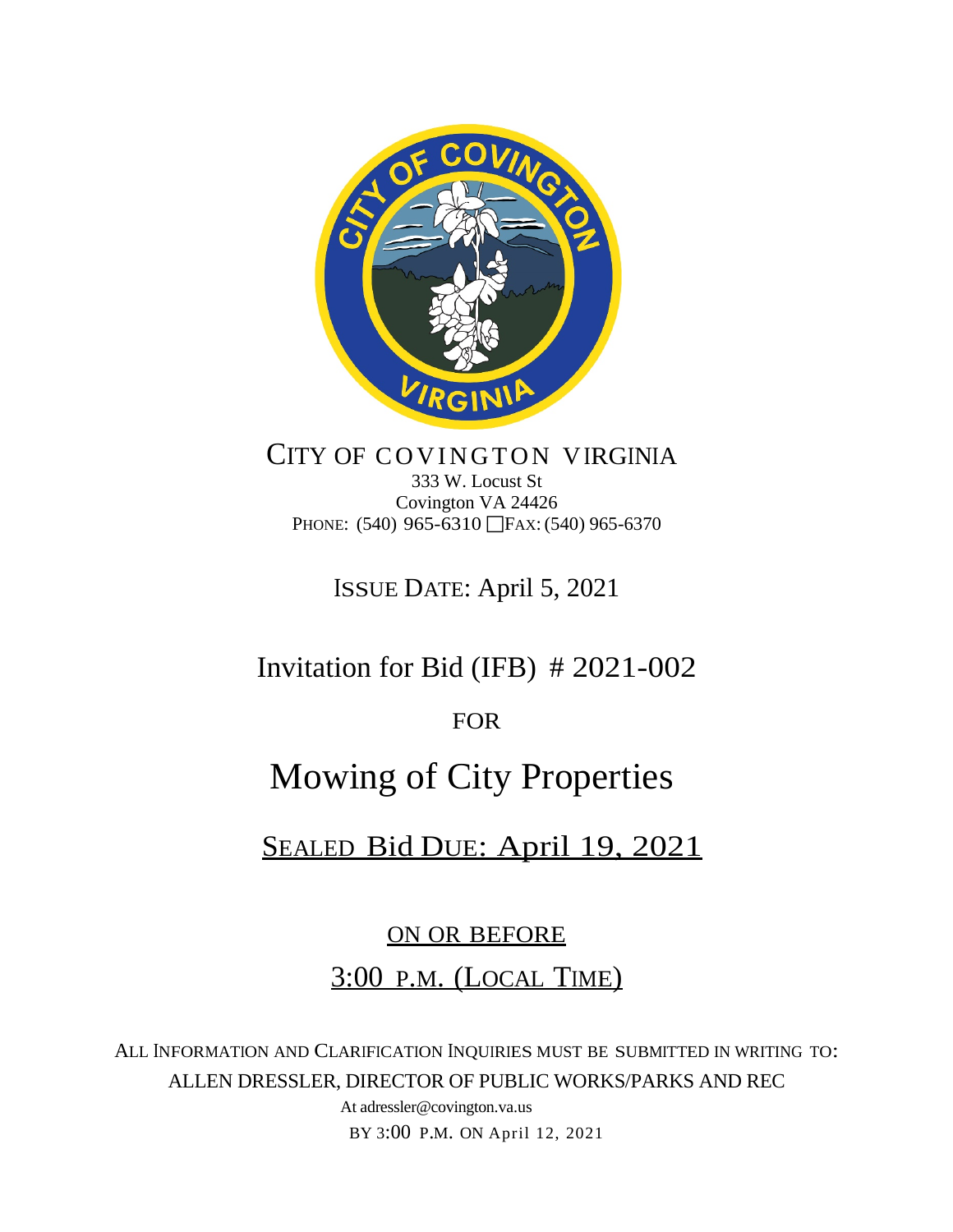# CITY OF COVINGTON VIRGINIA

333 W. Locust St
Covington VA 24426
PHONE: (540) 965-6310 FAX: (540) 965-6370

ISSUE DATE: April 5, 2021

## Invitation for Bid (IFB) # 2021-002

FOR

# Mowing of City Properties

## SEALED Bid DUE: April 19, 2021

ON OR BEFORE

3:00 P.M. (LOCAL TIME)

ALL INFORMATION AND CLARIFICATION INQUIRIES MUST BE SUBMITTED IN WRITING TO:
ALLEN DRESSLER, DIRECTOR OF PUBLIC WORKS/PARKS AND REC
At adressler@covington.va.us
BY 3:00 P.M. ON April 12, 2021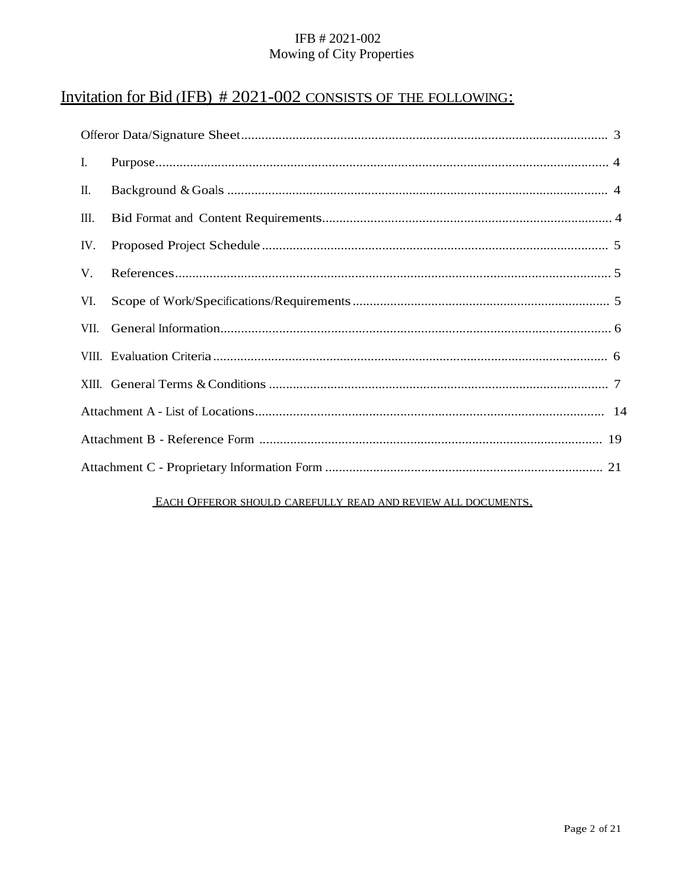# Invitation for Bid (IFB) # 2021-002 CONSISTS OF THE FOLLOWING:

| | | |
|---|---|---|
| Offeror Data/Signature Sheet | | 3 |
| I. | Purpose | 4 |
| II. | Background & Goals | 4 |
| III. | Bid Format and Content Requirements | 4 |
| IV. | Proposed Project Schedule | 5 |
| V. | References | 5 |
| VI. | Scope of Work/Specifications/Requirements | 5 |
| VII. | General Information | 6 |
| VIII. | Evaluation Criteria | 6 |
| XIII. | General Terms & Conditions | 7 |
| Attachment A - List of Locations | | 14 |
| Attachment B - Reference Form | | 19 |
| Attachment C - Proprietary Information Form | | 21 |

EACH OFFEROR SHOULD CAREFULLY READ AND REVIEW ALL DOCUMENTS.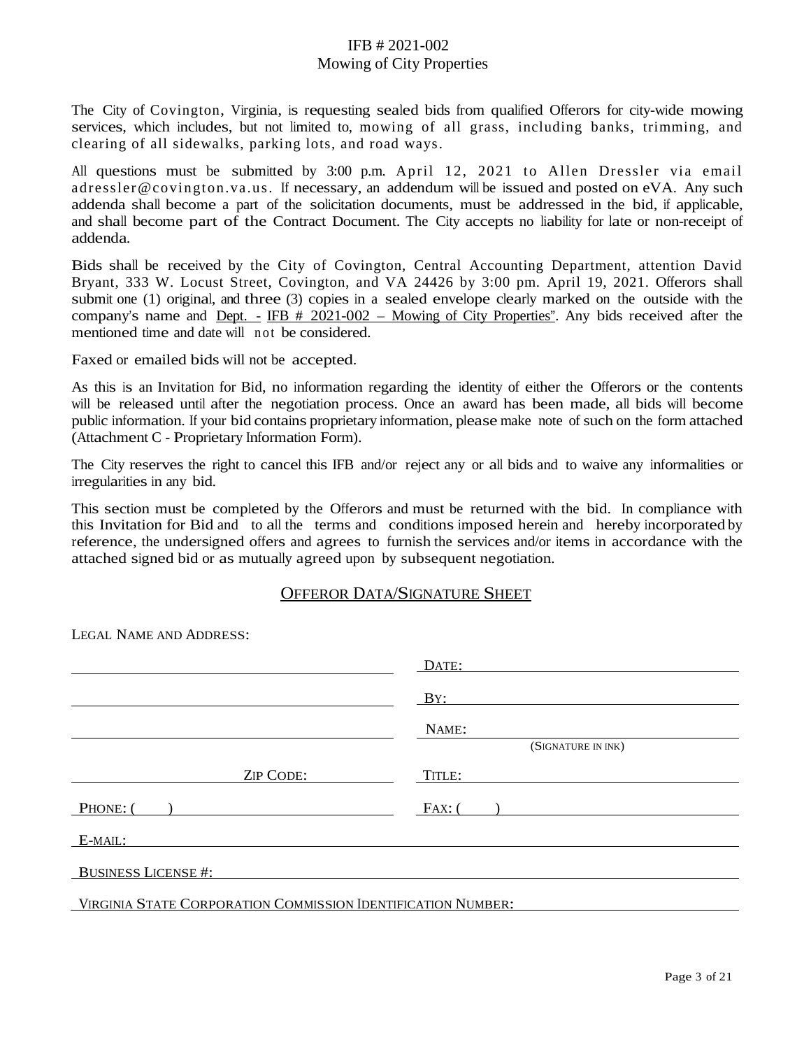# IFB # 2021-002
## Mowing of City Properties

The City of Covington, Virginia, is requesting sealed bids from qualified Offerors for city-wide mowing services, which includes, but not limited to, mowing of all grass, including banks, trimming, and clearing of all sidewalks, parking lots, and road ways.

All questions must be submitted by 3:00 p.m. April 12, 2021 to Allen Dressler via email adressler@covington.va.us. If necessary, an addendum will be issued and posted on eVA. Any such addenda shall become a part of the solicitation documents, must be addressed in the bid, if applicable, and shall become part of the Contract Document. The City accepts no liability for late or non-receipt of addenda.

Bids shall be received by the City of Covington, Central Accounting Department, attention David Bryant, 333 W. Locust Street, Covington, and VA 24426 by 3:00 pm. April 19, 2021. Offerors shall submit one (1) original, and three (3) copies in a sealed envelope clearly marked on the outside with the company's name and Dept. - IFB # 2021-002 – Mowing of City Properties". Any bids received after the mentioned time and date will not be considered.

Faxed or emailed bids will not be accepted.

As this is an Invitation for Bid, no information regarding the identity of either the Offerors or the contents will be released until after the negotiation process. Once an award has been made, all bids will become public information. If your bid contains proprietary information, please make note of such on the form attached (Attachment C - Proprietary Information Form).

The City reserves the right to cancel this IFB and/or reject any or all bids and to waive any informalities or irregularities in any bid.

This section must be completed by the Offerors and must be returned with the bid. In compliance with this Invitation for Bid and to all the terms and conditions imposed herein and hereby incorporated by reference, the undersigned offers and agrees to furnish the services and/or items in accordance with the attached signed bid or as mutually agreed upon by subsequent negotiation.

## OFFEROR DATA/SIGNATURE SHEET

LEGAL NAME AND ADDRESS:

| | |
|---|---|
| ______________________ | DATE: ______________________ |
| ______________________ | BY: ______________________ |
| ______________________ | NAME: ______________________ (SIGNATURE IN INK) |
| ZIP CODE: ______________ | TITLE: ______________________ |
| PHONE: ( ) ______________ | FAX: ( ) ______________ |

E-MAIL: ______________________

BUSINESS LICENSE #: ______________________

VIRGINIA STATE CORPORATION COMMISSION IDENTIFICATION NUMBER: ______________________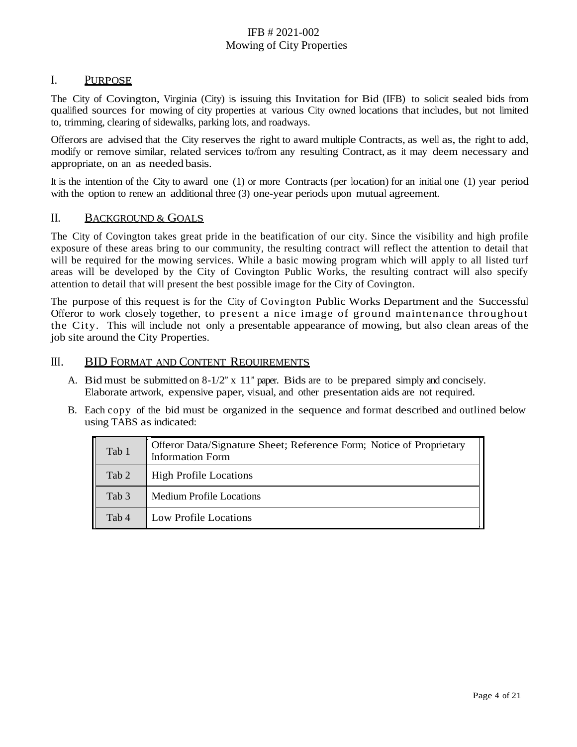## I. PURPOSE

The City of Covington, Virginia (City) is issuing this Invitation for Bid (IFB) to solicit sealed bids from qualified sources for mowing of city properties at various City owned locations that includes, but not limited to, trimming, clearing of sidewalks, parking lots, and roadways.

Offerors are advised that the City reserves the right to award multiple Contracts, as well as, the right to add, modify or remove similar, related services to/from any resulting Contract, as it may deem necessary and appropriate, on an as needed basis.

It is the intention of the City to award one (1) or more Contracts (per location) for an initial one (1) year period with the option to renew an additional three (3) one-year periods upon mutual agreement.

## II. BACKGROUND & GOALS

The City of Covington takes great pride in the beatification of our city. Since the visibility and high profile exposure of these areas bring to our community, the resulting contract will reflect the attention to detail that will be required for the mowing services. While a basic mowing program which will apply to all listed turf areas will be developed by the City of Covington Public Works, the resulting contract will also specify attention to detail that will present the best possible image for the City of Covington.

The purpose of this request is for the City of Covington Public Works Department and the Successful Offeror to work closely together, to present a nice image of ground maintenance throughout the City. This will include not only a presentable appearance of mowing, but also clean areas of the job site around the City Properties.

## III. BID FORMAT AND CONTENT REQUIREMENTS

A. Bid must be submitted on 8-1/2" x 11" paper. Bids are to be prepared simply and concisely. Elaborate artwork, expensive paper, visual, and other presentation aids are not required.

B. Each copy of the bid must be organized in the sequence and format described and outlined below using TABS as indicated:

| Tab | Content |
|---|---|
| Tab 1 | Offeror Data/Signature Sheet; Reference Form; Notice of Proprietary Information Form |
| Tab 2 | High Profile Locations |
| Tab 3 | Medium Profile Locations |
| Tab 4 | Low Profile Locations |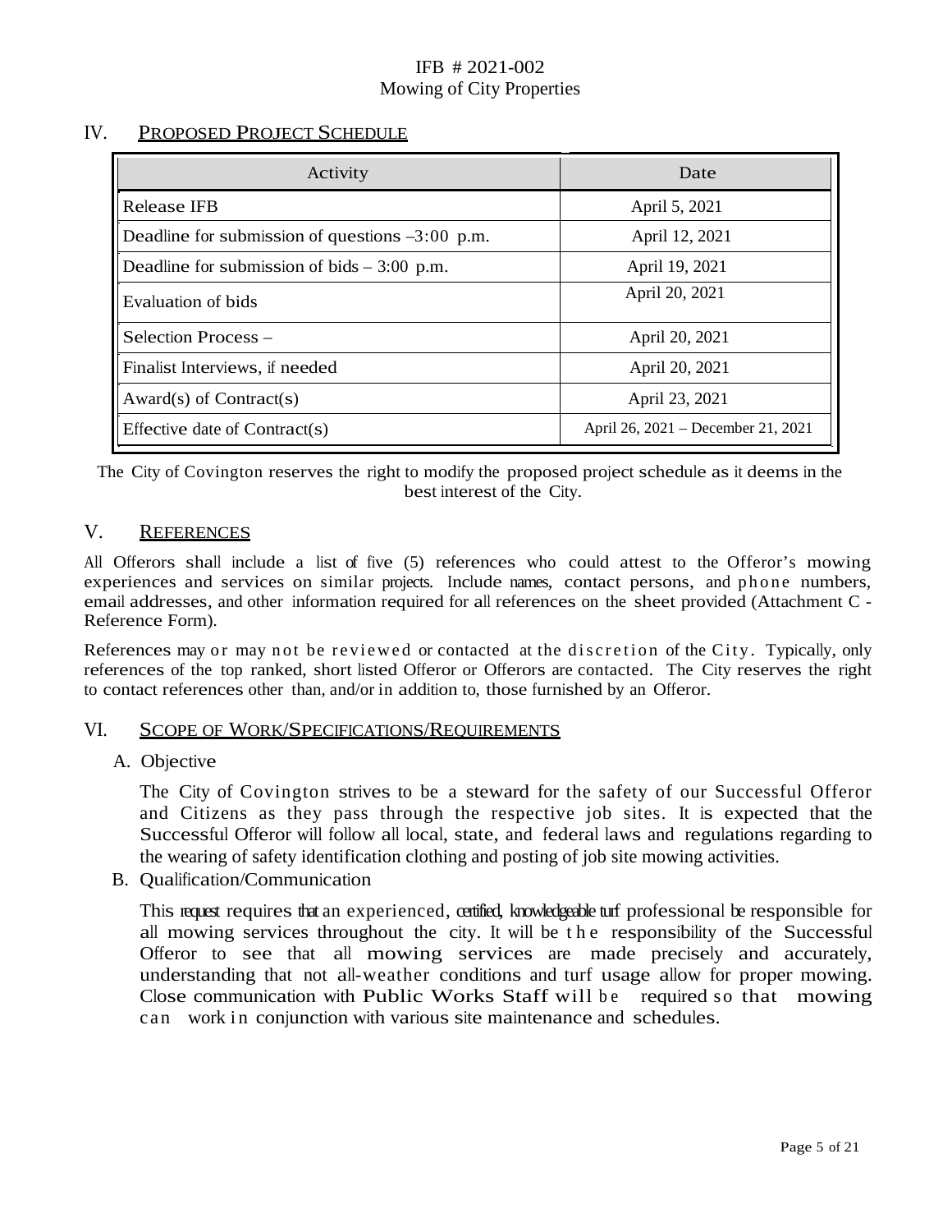## IV. PROPOSED PROJECT SCHEDULE

| Activity | Date |
|---|---|
| Release IFB | April 5, 2021 |
| Deadline for submission of questions –3:00 p.m. | April 12, 2021 |
| Deadline for submission of bids – 3:00 p.m. | April 19, 2021 |
| Evaluation of bids | April 20, 2021 |
| Selection Process – | April 20, 2021 |
| Finalist Interviews, if needed | April 20, 2021 |
| Award(s) of Contract(s) | April 23, 2021 |
| Effective date of Contract(s) | April 26, 2021 – December 21, 2021 |

The City of Covington reserves the right to modify the proposed project schedule as it deems in the best interest of the City.

## V. REFERENCES

All Offerors shall include a list of five (5) references who could attest to the Offeror's mowing experiences and services on similar projects. Include names, contact persons, and phone numbers, email addresses, and other information required for all references on the sheet provided (Attachment C - Reference Form).

References may or may not be reviewed or contacted at the discretion of the City. Typically, only references of the top ranked, short listed Offeror or Offerors are contacted. The City reserves the right to contact references other than, and/or in addition to, those furnished by an Offeror.

## VI. SCOPE OF WORK/SPECIFICATIONS/REQUIREMENTS

### A. Objective

The City of Covington strives to be a steward for the safety of our Successful Offeror and Citizens as they pass through the respective job sites. It is expected that the Successful Offeror will follow all local, state, and federal laws and regulations regarding to the wearing of safety identification clothing and posting of job site mowing activities.

### B. Qualification/Communication

This request requires that an experienced, certified, knowledgeable turf professional be responsible for all mowing services throughout the city. It will be the responsibility of the Successful Offeror to see that all mowing services are made precisely and accurately, understanding that not all-weather conditions and turf usage allow for proper mowing. Close communication with Public Works Staff will be required so that mowing can work in conjunction with various site maintenance and schedules.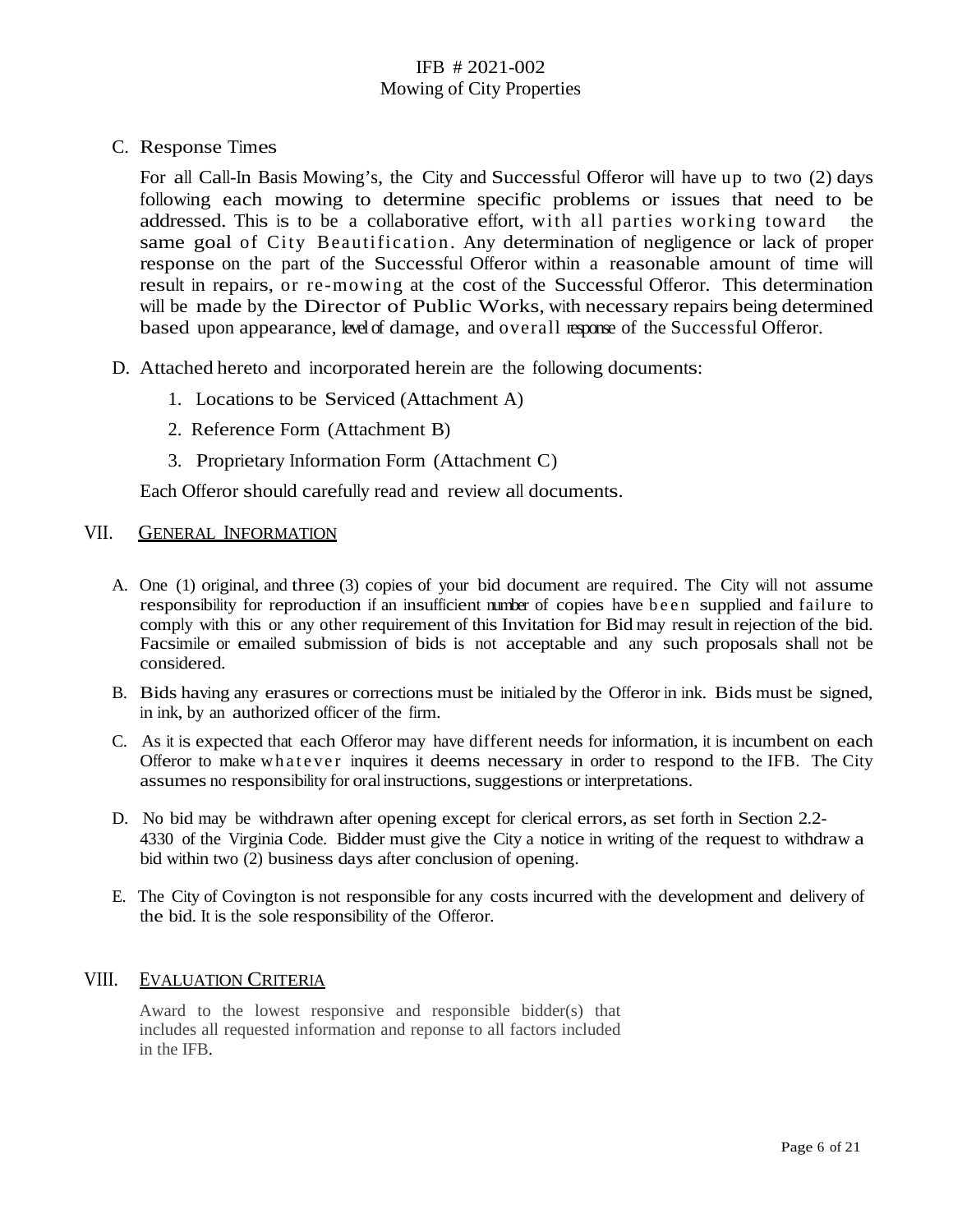C. Response Times

For all Call-In Basis Mowing's, the City and Successful Offeror will have up to two (2) days following each mowing to determine specific problems or issues that need to be addressed. This is to be a collaborative effort, with all parties working toward the same goal of City Beautification. Any determination of negligence or lack of proper response on the part of the Successful Offeror within a reasonable amount of time will result in repairs, or re-mowing at the cost of the Successful Offeror. This determination will be made by the Director of Public Works, with necessary repairs being determined based upon appearance, level of damage, and overall response of the Successful Offeror.

D. Attached hereto and incorporated herein are the following documents:

1. Locations to be Serviced (Attachment A)
2. Reference Form (Attachment B)
3. Proprietary Information Form (Attachment C)

Each Offeror should carefully read and review all documents.

## VII. GENERAL INFORMATION

A. One (1) original, and three (3) copies of your bid document are required. The City will not assume responsibility for reproduction if an insufficient number of copies have been supplied and failure to comply with this or any other requirement of this Invitation for Bid may result in rejection of the bid. Facsimile or emailed submission of bids is not acceptable and any such proposals shall not be considered.

B. Bids having any erasures or corrections must be initialed by the Offeror in ink. Bids must be signed, in ink, by an authorized officer of the firm.

C. As it is expected that each Offeror may have different needs for information, it is incumbent on each Offeror to make whatever inquires it deems necessary in order to respond to the IFB. The City assumes no responsibility for oral instructions, suggestions or interpretations.

D. No bid may be withdrawn after opening except for clerical errors, as set forth in Section 2.2-4330 of the Virginia Code. Bidder must give the City a notice in writing of the request to withdraw a bid within two (2) business days after conclusion of opening.

E. The City of Covington is not responsible for any costs incurred with the development and delivery of the bid. It is the sole responsibility of the Offeror.

## VIII. EVALUATION CRITERIA

Award to the lowest responsive and responsible bidder(s) that includes all requested information and reponse to all factors included in the IFB.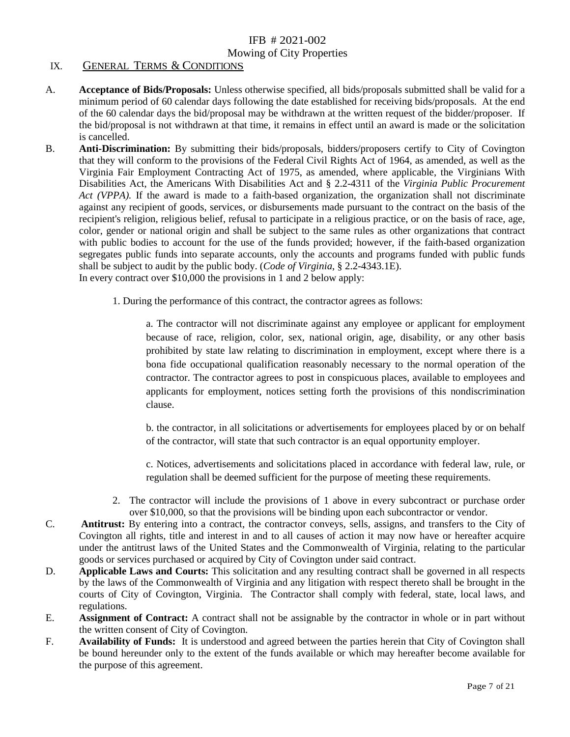IFB # 2021-002
Mowing of City Properties

## IX. GENERAL TERMS & CONDITIONS

A. **Acceptance of Bids/Proposals:** Unless otherwise specified, all bids/proposals submitted shall be valid for a minimum period of 60 calendar days following the date established for receiving bids/proposals. At the end of the 60 calendar days the bid/proposal may be withdrawn at the written request of the bidder/proposer. If the bid/proposal is not withdrawn at that time, it remains in effect until an award is made or the solicitation is cancelled.

B. **Anti-Discrimination:** By submitting their bids/proposals, bidders/proposers certify to City of Covington that they will conform to the provisions of the Federal Civil Rights Act of 1964, as amended, as well as the Virginia Fair Employment Contracting Act of 1975, as amended, where applicable, the Virginians With Disabilities Act, the Americans With Disabilities Act and § 2.2-4311 of the *Virginia Public Procurement Act (VPPA).* If the award is made to a faith-based organization, the organization shall not discriminate against any recipient of goods, services, or disbursements made pursuant to the contract on the basis of the recipient's religion, religious belief, refusal to participate in a religious practice, or on the basis of race, age, color, gender or national origin and shall be subject to the same rules as other organizations that contract with public bodies to account for the use of the funds provided; however, if the faith-based organization segregates public funds into separate accounts, only the accounts and programs funded with public funds shall be subject to audit by the public body. (*Code of Virginia*, § 2.2-4343.1E).
In every contract over $10,000 the provisions in 1 and 2 below apply:

1. During the performance of this contract, the contractor agrees as follows:

    a. The contractor will not discriminate against any employee or applicant for employment because of race, religion, color, sex, national origin, age, disability, or any other basis prohibited by state law relating to discrimination in employment, except where there is a bona fide occupational qualification reasonably necessary to the normal operation of the contractor. The contractor agrees to post in conspicuous places, available to employees and applicants for employment, notices setting forth the provisions of this nondiscrimination clause.

    b. the contractor, in all solicitations or advertisements for employees placed by or on behalf of the contractor, will state that such contractor is an equal opportunity employer.

    c. Notices, advertisements and solicitations placed in accordance with federal law, rule, or regulation shall be deemed sufficient for the purpose of meeting these requirements.

2. The contractor will include the provisions of 1 above in every subcontract or purchase order over $10,000, so that the provisions will be binding upon each subcontractor or vendor.

C. **Antitrust:** By entering into a contract, the contractor conveys, sells, assigns, and transfers to the City of Covington all rights, title and interest in and to all causes of action it may now have or hereafter acquire under the antitrust laws of the United States and the Commonwealth of Virginia, relating to the particular goods or services purchased or acquired by City of Covington under said contract.

D. **Applicable Laws and Courts:** This solicitation and any resulting contract shall be governed in all respects by the laws of the Commonwealth of Virginia and any litigation with respect thereto shall be brought in the courts of City of Covington, Virginia. The Contractor shall comply with federal, state, local laws, and regulations.

E. **Assignment of Contract:** A contract shall not be assignable by the contractor in whole or in part without the written consent of City of Covington.

F. **Availability of Funds:** It is understood and agreed between the parties herein that City of Covington shall be bound hereunder only to the extent of the funds available or which may hereafter become available for the purpose of this agreement.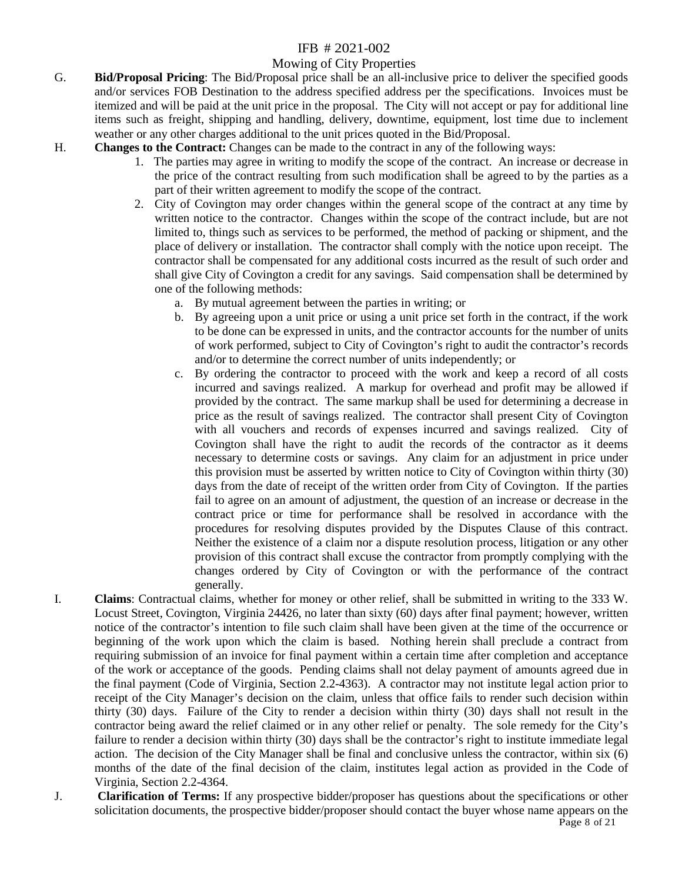G. **Bid/Proposal Pricing**: The Bid/Proposal price shall be an all-inclusive price to deliver the specified goods and/or services FOB Destination to the address specified address per the specifications. Invoices must be itemized and will be paid at the unit price in the proposal. The City will not accept or pay for additional line items such as freight, shipping and handling, delivery, downtime, equipment, lost time due to inclement weather or any other charges additional to the unit prices quoted in the Bid/Proposal.

H. **Changes to the Contract:** Changes can be made to the contract in any of the following ways:

1. The parties may agree in writing to modify the scope of the contract. An increase or decrease in the price of the contract resulting from such modification shall be agreed to by the parties as a part of their written agreement to modify the scope of the contract.
2. City of Covington may order changes within the general scope of the contract at any time by written notice to the contractor. Changes within the scope of the contract include, but are not limited to, things such as services to be performed, the method of packing or shipment, and the place of delivery or installation. The contractor shall comply with the notice upon receipt. The contractor shall be compensated for any additional costs incurred as the result of such order and shall give City of Covington a credit for any savings. Said compensation shall be determined by one of the following methods:
   a. By mutual agreement between the parties in writing; or
   b. By agreeing upon a unit price or using a unit price set forth in the contract, if the work to be done can be expressed in units, and the contractor accounts for the number of units of work performed, subject to City of Covington's right to audit the contractor's records and/or to determine the correct number of units independently; or
   c. By ordering the contractor to proceed with the work and keep a record of all costs incurred and savings realized. A markup for overhead and profit may be allowed if provided by the contract. The same markup shall be used for determining a decrease in price as the result of savings realized. The contractor shall present City of Covington with all vouchers and records of expenses incurred and savings realized. City of Covington shall have the right to audit the records of the contractor as it deems necessary to determine costs or savings. Any claim for an adjustment in price under this provision must be asserted by written notice to City of Covington within thirty (30) days from the date of receipt of the written order from City of Covington. If the parties fail to agree on an amount of adjustment, the question of an increase or decrease in the contract price or time for performance shall be resolved in accordance with the procedures for resolving disputes provided by the Disputes Clause of this contract. Neither the existence of a claim nor a dispute resolution process, litigation or any other provision of this contract shall excuse the contractor from promptly complying with the changes ordered by City of Covington or with the performance of the contract generally.

I. **Claims**: Contractual claims, whether for money or other relief, shall be submitted in writing to the 333 W. Locust Street, Covington, Virginia 24426, no later than sixty (60) days after final payment; however, written notice of the contractor's intention to file such claim shall have been given at the time of the occurrence or beginning of the work upon which the claim is based. Nothing herein shall preclude a contract from requiring submission of an invoice for final payment within a certain time after completion and acceptance of the work or acceptance of the goods. Pending claims shall not delay payment of amounts agreed due in the final payment (Code of Virginia, Section 2.2-4363). A contractor may not institute legal action prior to receipt of the City Manager's decision on the claim, unless that office fails to render such decision within thirty (30) days. Failure of the City to render a decision within thirty (30) days shall not result in the contractor being award the relief claimed or in any other relief or penalty. The sole remedy for the City's failure to render a decision within thirty (30) days shall be the contractor's right to institute immediate legal action. The decision of the City Manager shall be final and conclusive unless the contractor, within six (6) months of the date of the final decision of the claim, institutes legal action as provided in the Code of Virginia, Section 2.2-4364.

J. **Clarification of Terms:** If any prospective bidder/proposer has questions about the specifications or other solicitation documents, the prospective bidder/proposer should contact the buyer whose name appears on the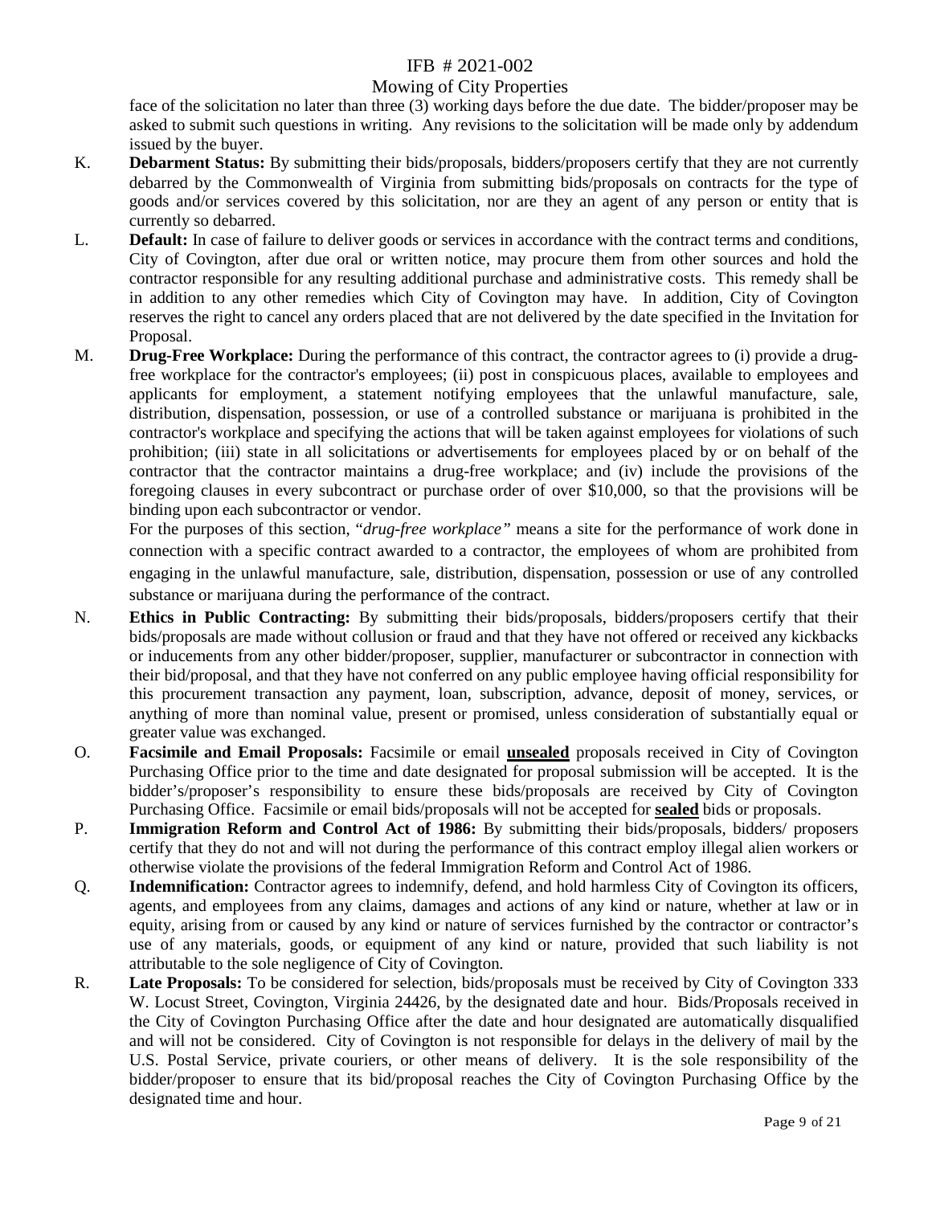face of the solicitation no later than three (3) working days before the due date. The bidder/proposer may be asked to submit such questions in writing. Any revisions to the solicitation will be made only by addendum issued by the buyer.

K. **Debarment Status:** By submitting their bids/proposals, bidders/proposers certify that they are not currently debarred by the Commonwealth of Virginia from submitting bids/proposals on contracts for the type of goods and/or services covered by this solicitation, nor are they an agent of any person or entity that is currently so debarred.

L. **Default:** In case of failure to deliver goods or services in accordance with the contract terms and conditions, City of Covington, after due oral or written notice, may procure them from other sources and hold the contractor responsible for any resulting additional purchase and administrative costs. This remedy shall be in addition to any other remedies which City of Covington may have. In addition, City of Covington reserves the right to cancel any orders placed that are not delivered by the date specified in the Invitation for Proposal.

M. **Drug-Free Workplace:** During the performance of this contract, the contractor agrees to (i) provide a drug-free workplace for the contractor's employees; (ii) post in conspicuous places, available to employees and applicants for employment, a statement notifying employees that the unlawful manufacture, sale, distribution, dispensation, possession, or use of a controlled substance or marijuana is prohibited in the contractor's workplace and specifying the actions that will be taken against employees for violations of such prohibition; (iii) state in all solicitations or advertisements for employees placed by or on behalf of the contractor that the contractor maintains a drug-free workplace; and (iv) include the provisions of the foregoing clauses in every subcontract or purchase order of over $10,000, so that the provisions will be binding upon each subcontractor or vendor.

   For the purposes of this section, "*drug-free workplace*" means a site for the performance of work done in connection with a specific contract awarded to a contractor, the employees of whom are prohibited from engaging in the unlawful manufacture, sale, distribution, dispensation, possession or use of any controlled substance or marijuana during the performance of the contract.

N. **Ethics in Public Contracting:** By submitting their bids/proposals, bidders/proposers certify that their bids/proposals are made without collusion or fraud and that they have not offered or received any kickbacks or inducements from any other bidder/proposer, supplier, manufacturer or subcontractor in connection with their bid/proposal, and that they have not conferred on any public employee having official responsibility for this procurement transaction any payment, loan, subscription, advance, deposit of money, services, or anything of more than nominal value, present or promised, unless consideration of substantially equal or greater value was exchanged.

O. **Facsimile and Email Proposals:** Facsimile or email **unsealed** proposals received in City of Covington Purchasing Office prior to the time and date designated for proposal submission will be accepted. It is the bidder's/proposer's responsibility to ensure these bids/proposals are received by City of Covington Purchasing Office. Facsimile or email bids/proposals will not be accepted for **sealed** bids or proposals.

P. **Immigration Reform and Control Act of 1986:** By submitting their bids/proposals, bidders/ proposers certify that they do not and will not during the performance of this contract employ illegal alien workers or otherwise violate the provisions of the federal Immigration Reform and Control Act of 1986.

Q. **Indemnification:** Contractor agrees to indemnify, defend, and hold harmless City of Covington its officers, agents, and employees from any claims, damages and actions of any kind or nature, whether at law or in equity, arising from or caused by any kind or nature of services furnished by the contractor or contractor's use of any materials, goods, or equipment of any kind or nature, provided that such liability is not attributable to the sole negligence of City of Covington.

R. **Late Proposals:** To be considered for selection, bids/proposals must be received by City of Covington 333 W. Locust Street, Covington, Virginia 24426, by the designated date and hour. Bids/Proposals received in the City of Covington Purchasing Office after the date and hour designated are automatically disqualified and will not be considered. City of Covington is not responsible for delays in the delivery of mail by the U.S. Postal Service, private couriers, or other means of delivery. It is the sole responsibility of the bidder/proposer to ensure that its bid/proposal reaches the City of Covington Purchasing Office by the designated time and hour.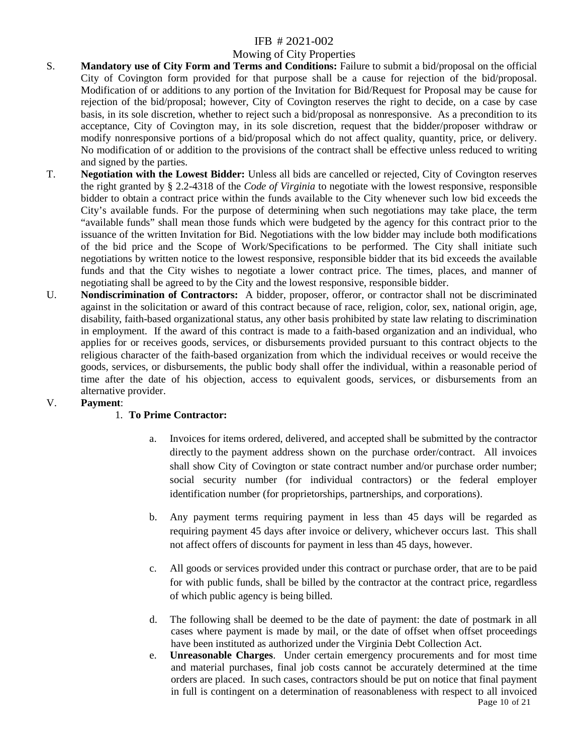S. **Mandatory use of City Form and Terms and Conditions:** Failure to submit a bid/proposal on the official City of Covington form provided for that purpose shall be a cause for rejection of the bid/proposal. Modification of or additions to any portion of the Invitation for Bid/Request for Proposal may be cause for rejection of the bid/proposal; however, City of Covington reserves the right to decide, on a case by case basis, in its sole discretion, whether to reject such a bid/proposal as nonresponsive. As a precondition to its acceptance, City of Covington may, in its sole discretion, request that the bidder/proposer withdraw or modify nonresponsive portions of a bid/proposal which do not affect quality, quantity, price, or delivery. No modification of or addition to the provisions of the contract shall be effective unless reduced to writing and signed by the parties.

T. **Negotiation with the Lowest Bidder:** Unless all bids are cancelled or rejected, City of Covington reserves the right granted by § 2.2-4318 of the *Code of Virginia* to negotiate with the lowest responsive, responsible bidder to obtain a contract price within the funds available to the City whenever such low bid exceeds the City's available funds. For the purpose of determining when such negotiations may take place, the term "available funds" shall mean those funds which were budgeted by the agency for this contract prior to the issuance of the written Invitation for Bid. Negotiations with the low bidder may include both modifications of the bid price and the Scope of Work/Specifications to be performed. The City shall initiate such negotiations by written notice to the lowest responsive, responsible bidder that its bid exceeds the available funds and that the City wishes to negotiate a lower contract price. The times, places, and manner of negotiating shall be agreed to by the City and the lowest responsive, responsible bidder.

U. **Nondiscrimination of Contractors:** A bidder, proposer, offeror, or contractor shall not be discriminated against in the solicitation or award of this contract because of race, religion, color, sex, national origin, age, disability, faith-based organizational status, any other basis prohibited by state law relating to discrimination in employment. If the award of this contract is made to a faith-based organization and an individual, who applies for or receives goods, services, or disbursements provided pursuant to this contract objects to the religious character of the faith-based organization from which the individual receives or would receive the goods, services, or disbursements, the public body shall offer the individual, within a reasonable period of time after the date of his objection, access to equivalent goods, services, or disbursements from an alternative provider.

V. **Payment**:

1. **To Prime Contractor:**

   a. Invoices for items ordered, delivered, and accepted shall be submitted by the contractor directly to the payment address shown on the purchase order/contract. All invoices shall show City of Covington or state contract number and/or purchase order number; social security number (for individual contractors) or the federal employer identification number (for proprietorships, partnerships, and corporations).

   b. Any payment terms requiring payment in less than 45 days will be regarded as requiring payment 45 days after invoice or delivery, whichever occurs last. This shall not affect offers of discounts for payment in less than 45 days, however.

   c. All goods or services provided under this contract or purchase order, that are to be paid for with public funds, shall be billed by the contractor at the contract price, regardless of which public agency is being billed.

   d. The following shall be deemed to be the date of payment: the date of postmark in all cases where payment is made by mail, or the date of offset when offset proceedings have been instituted as authorized under the Virginia Debt Collection Act.

   e. **Unreasonable Charges**. Under certain emergency procurements and for most time and material purchases, final job costs cannot be accurately determined at the time orders are placed. In such cases, contractors should be put on notice that final payment in full is contingent on a determination of reasonableness with respect to all invoiced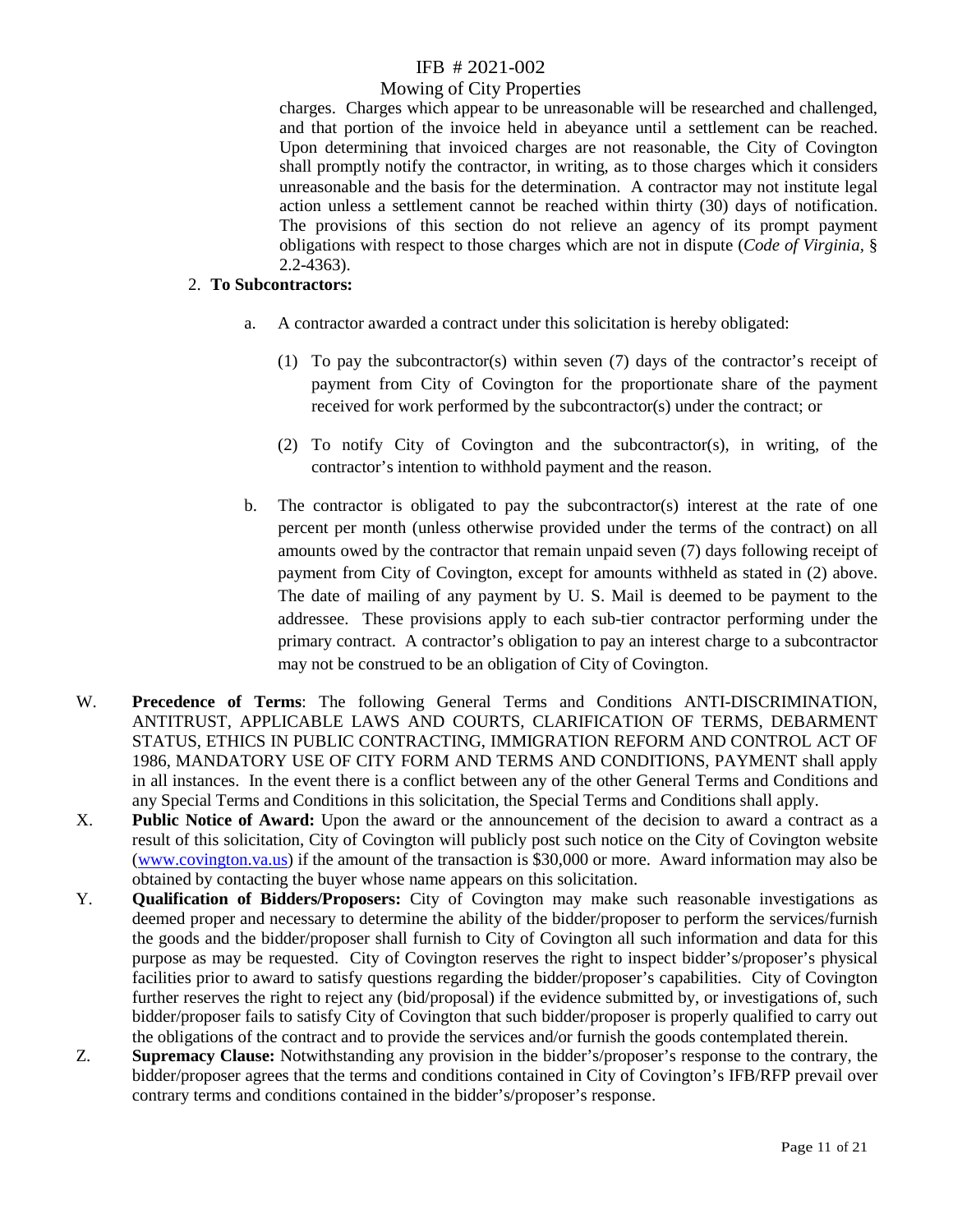charges. Charges which appear to be unreasonable will be researched and challenged, and that portion of the invoice held in abeyance until a settlement can be reached. Upon determining that invoiced charges are not reasonable, the City of Covington shall promptly notify the contractor, in writing, as to those charges which it considers unreasonable and the basis for the determination. A contractor may not institute legal action unless a settlement cannot be reached within thirty (30) days of notification. The provisions of this section do not relieve an agency of its prompt payment obligations with respect to those charges which are not in dispute (*Code of Virginia*, § 2.2-4363).

2. **To Subcontractors:**

   a. A contractor awarded a contract under this solicitation is hereby obligated:

      (1) To pay the subcontractor(s) within seven (7) days of the contractor's receipt of payment from City of Covington for the proportionate share of the payment received for work performed by the subcontractor(s) under the contract; or

      (2) To notify City of Covington and the subcontractor(s), in writing, of the contractor's intention to withhold payment and the reason.

   b. The contractor is obligated to pay the subcontractor(s) interest at the rate of one percent per month (unless otherwise provided under the terms of the contract) on all amounts owed by the contractor that remain unpaid seven (7) days following receipt of payment from City of Covington, except for amounts withheld as stated in (2) above. The date of mailing of any payment by U. S. Mail is deemed to be payment to the addressee. These provisions apply to each sub-tier contractor performing under the primary contract. A contractor's obligation to pay an interest charge to a subcontractor may not be construed to be an obligation of City of Covington.

W. **Precedence of Terms**: The following General Terms and Conditions ANTI-DISCRIMINATION, ANTITRUST, APPLICABLE LAWS AND COURTS, CLARIFICATION OF TERMS, DEBARMENT STATUS, ETHICS IN PUBLIC CONTRACTING, IMMIGRATION REFORM AND CONTROL ACT OF 1986, MANDATORY USE OF CITY FORM AND TERMS AND CONDITIONS, PAYMENT shall apply in all instances. In the event there is a conflict between any of the other General Terms and Conditions and any Special Terms and Conditions in this solicitation, the Special Terms and Conditions shall apply.

X. **Public Notice of Award:** Upon the award or the announcement of the decision to award a contract as a result of this solicitation, City of Covington will publicly post such notice on the City of Covington website (www.covington.va.us) if the amount of the transaction is $30,000 or more. Award information may also be obtained by contacting the buyer whose name appears on this solicitation.

Y. **Qualification of Bidders/Proposers:** City of Covington may make such reasonable investigations as deemed proper and necessary to determine the ability of the bidder/proposer to perform the services/furnish the goods and the bidder/proposer shall furnish to City of Covington all such information and data for this purpose as may be requested. City of Covington reserves the right to inspect bidder's/proposer's physical facilities prior to award to satisfy questions regarding the bidder/proposer's capabilities. City of Covington further reserves the right to reject any (bid/proposal) if the evidence submitted by, or investigations of, such bidder/proposer fails to satisfy City of Covington that such bidder/proposer is properly qualified to carry out the obligations of the contract and to provide the services and/or furnish the goods contemplated therein.

Z. **Supremacy Clause:** Notwithstanding any provision in the bidder's/proposer's response to the contrary, the bidder/proposer agrees that the terms and conditions contained in City of Covington's IFB/RFP prevail over contrary terms and conditions contained in the bidder's/proposer's response.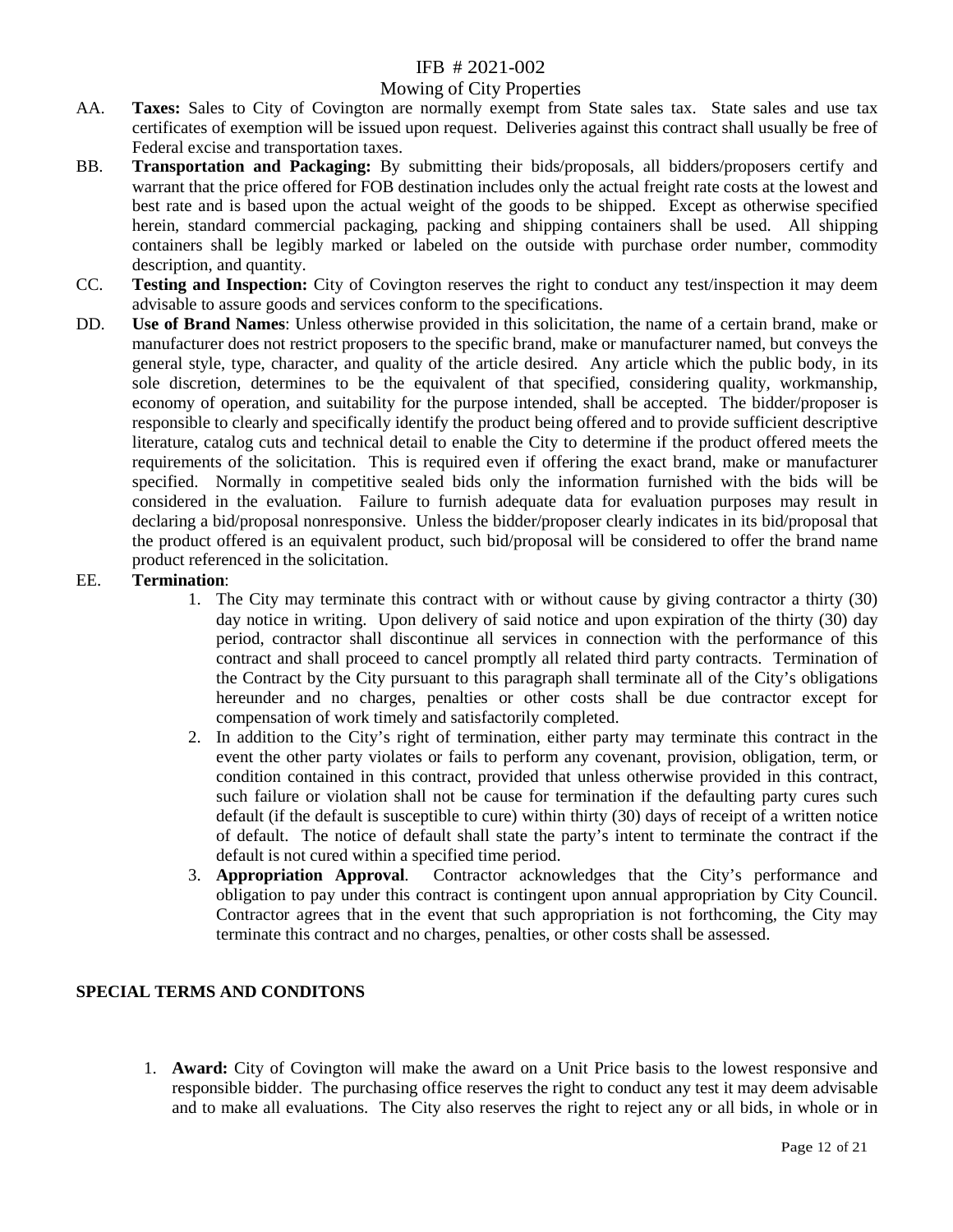AA. **Taxes:** Sales to City of Covington are normally exempt from State sales tax. State sales and use tax certificates of exemption will be issued upon request. Deliveries against this contract shall usually be free of Federal excise and transportation taxes.

BB. **Transportation and Packaging:** By submitting their bids/proposals, all bidders/proposers certify and warrant that the price offered for FOB destination includes only the actual freight rate costs at the lowest and best rate and is based upon the actual weight of the goods to be shipped. Except as otherwise specified herein, standard commercial packaging, packing and shipping containers shall be used. All shipping containers shall be legibly marked or labeled on the outside with purchase order number, commodity description, and quantity.

CC. **Testing and Inspection:** City of Covington reserves the right to conduct any test/inspection it may deem advisable to assure goods and services conform to the specifications.

DD. **Use of Brand Names**: Unless otherwise provided in this solicitation, the name of a certain brand, make or manufacturer does not restrict proposers to the specific brand, make or manufacturer named, but conveys the general style, type, character, and quality of the article desired. Any article which the public body, in its sole discretion, determines to be the equivalent of that specified, considering quality, workmanship, economy of operation, and suitability for the purpose intended, shall be accepted. The bidder/proposer is responsible to clearly and specifically identify the product being offered and to provide sufficient descriptive literature, catalog cuts and technical detail to enable the City to determine if the product offered meets the requirements of the solicitation. This is required even if offering the exact brand, make or manufacturer specified. Normally in competitive sealed bids only the information furnished with the bids will be considered in the evaluation. Failure to furnish adequate data for evaluation purposes may result in declaring a bid/proposal nonresponsive. Unless the bidder/proposer clearly indicates in its bid/proposal that the product offered is an equivalent product, such bid/proposal will be considered to offer the brand name product referenced in the solicitation.

EE. **Termination**:

1. The City may terminate this contract with or without cause by giving contractor a thirty (30) day notice in writing. Upon delivery of said notice and upon expiration of the thirty (30) day period, contractor shall discontinue all services in connection with the performance of this contract and shall proceed to cancel promptly all related third party contracts. Termination of the Contract by the City pursuant to this paragraph shall terminate all of the City's obligations hereunder and no charges, penalties or other costs shall be due contractor except for compensation of work timely and satisfactorily completed.
2. In addition to the City's right of termination, either party may terminate this contract in the event the other party violates or fails to perform any covenant, provision, obligation, term, or condition contained in this contract, provided that unless otherwise provided in this contract, such failure or violation shall not be cause for termination if the defaulting party cures such default (if the default is susceptible to cure) within thirty (30) days of receipt of a written notice of default. The notice of default shall state the party's intent to terminate the contract if the default is not cured within a specified time period.
3. **Appropriation Approval**. Contractor acknowledges that the City's performance and obligation to pay under this contract is contingent upon annual appropriation by City Council. Contractor agrees that in the event that such appropriation is not forthcoming, the City may terminate this contract and no charges, penalties, or other costs shall be assessed.

## SPECIAL TERMS AND CONDITONS

1. **Award:** City of Covington will make the award on a Unit Price basis to the lowest responsive and responsible bidder. The purchasing office reserves the right to conduct any test it may deem advisable and to make all evaluations. The City also reserves the right to reject any or all bids, in whole or in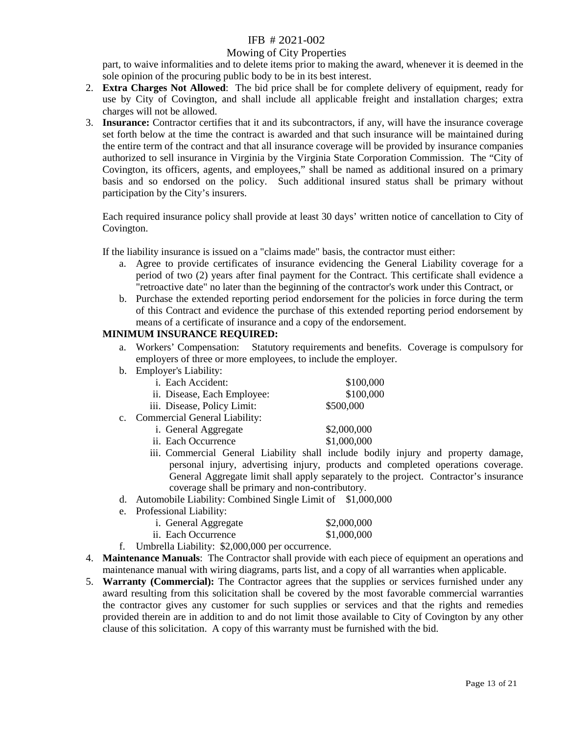part, to waive informalities and to delete items prior to making the award, whenever it is deemed in the sole opinion of the procuring public body to be in its best interest.

2. **Extra Charges Not Allowed**: The bid price shall be for complete delivery of equipment, ready for use by City of Covington, and shall include all applicable freight and installation charges; extra charges will not be allowed.
3. **Insurance:** Contractor certifies that it and its subcontractors, if any, will have the insurance coverage set forth below at the time the contract is awarded and that such insurance will be maintained during the entire term of the contract and that all insurance coverage will be provided by insurance companies authorized to sell insurance in Virginia by the Virginia State Corporation Commission. The "City of Covington, its officers, agents, and employees," shall be named as additional insured on a primary basis and so endorsed on the policy. Such additional insured status shall be primary without participation by the City's insurers.

   Each required insurance policy shall provide at least 30 days' written notice of cancellation to City of Covington.

   If the liability insurance is issued on a "claims made" basis, the contractor must either:

   a. Agree to provide certificates of insurance evidencing the General Liability coverage for a period of two (2) years after final payment for the Contract. This certificate shall evidence a "retroactive date" no later than the beginning of the contractor's work under this Contract, or
   b. Purchase the extended reporting period endorsement for the policies in force during the term of this Contract and evidence the purchase of this extended reporting period endorsement by means of a certificate of insurance and a copy of the endorsement.

   **MINIMUM INSURANCE REQUIRED:**

   a. Workers' Compensation: Statutory requirements and benefits. Coverage is compulsory for employers of three or more employees, to include the employer.
   b. Employer's Liability:
      i. Each Accident: $100,000
      ii. Disease, Each Employee: $100,000
      iii. Disease, Policy Limit: $500,000
   c. Commercial General Liability:
      i. General Aggregate $2,000,000
      ii. Each Occurrence $1,000,000
      iii. Commercial General Liability shall include bodily injury and property damage, personal injury, advertising injury, products and completed operations coverage. General Aggregate limit shall apply separately to the project. Contractor's insurance coverage shall be primary and non-contributory.
   d. Automobile Liability: Combined Single Limit of $1,000,000
   e. Professional Liability:
      i. General Aggregate $2,000,000
      ii. Each Occurrence $1,000,000
   f. Umbrella Liability: $2,000,000 per occurrence.
4. **Maintenance Manuals**: The Contractor shall provide with each piece of equipment an operations and maintenance manual with wiring diagrams, parts list, and a copy of all warranties when applicable.
5. **Warranty (Commercial):** The Contractor agrees that the supplies or services furnished under any award resulting from this solicitation shall be covered by the most favorable commercial warranties the contractor gives any customer for such supplies or services and that the rights and remedies provided therein are in addition to and do not limit those available to City of Covington by any other clause of this solicitation. A copy of this warranty must be furnished with the bid.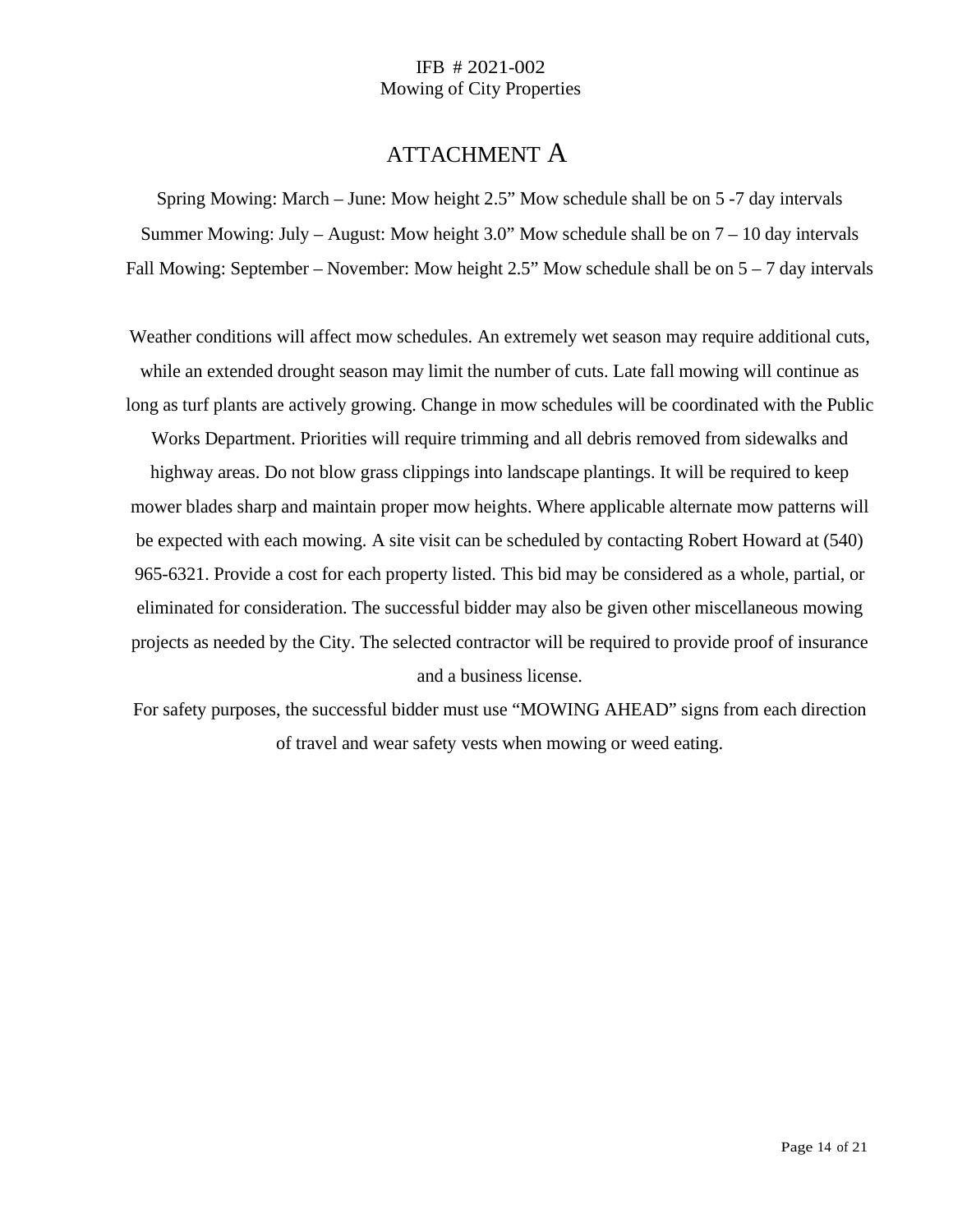# ATTACHMENT A

Spring Mowing: March – June: Mow height 2.5" Mow schedule shall be on 5 -7 day intervals

Summer Mowing: July – August: Mow height 3.0" Mow schedule shall be on 7 – 10 day intervals

Fall Mowing: September – November: Mow height 2.5" Mow schedule shall be on 5 – 7 day intervals

Weather conditions will affect mow schedules. An extremely wet season may require additional cuts, while an extended drought season may limit the number of cuts. Late fall mowing will continue as long as turf plants are actively growing. Change in mow schedules will be coordinated with the Public Works Department. Priorities will require trimming and all debris removed from sidewalks and highway areas. Do not blow grass clippings into landscape plantings. It will be required to keep mower blades sharp and maintain proper mow heights. Where applicable alternate mow patterns will be expected with each mowing. A site visit can be scheduled by contacting Robert Howard at (540) 965-6321. Provide a cost for each property listed. This bid may be considered as a whole, partial, or eliminated for consideration. The successful bidder may also be given other miscellaneous mowing projects as needed by the City. The selected contractor will be required to provide proof of insurance and a business license.

For safety purposes, the successful bidder must use "MOWING AHEAD" signs from each direction of travel and wear safety vests when mowing or weed eating.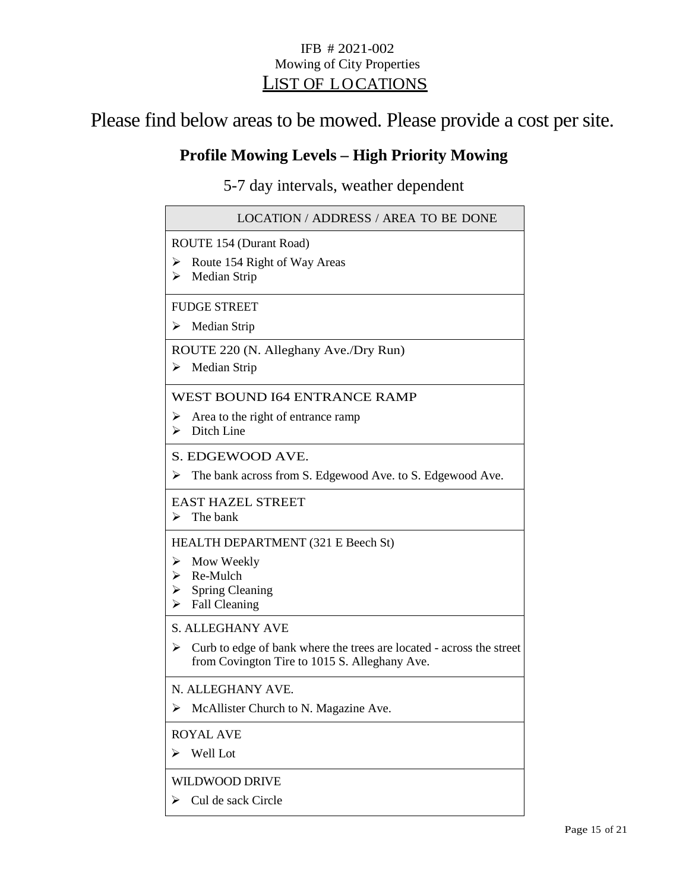IFB # 2021-002

Mowing of City Properties

# LIST OF LOCATIONS

Please find below areas to be mowed. Please provide a cost per site.

## Profile Mowing Levels – High Priority Mowing

5-7 day intervals, weather dependent

| LOCATION / ADDRESS / AREA TO BE DONE |
|---|
| ROUTE 154 (Durant Road)<br>➢ Route 154 Right of Way Areas<br>➢ Median Strip |
| FUDGE STREET<br>➢ Median Strip |
| ROUTE 220 (N. Alleghany Ave./Dry Run)<br>➢ Median Strip |
| WEST BOUND I64 ENTRANCE RAMP<br>➢ Area to the right of entrance ramp<br>➢ Ditch Line |
| S. EDGEWOOD AVE.<br>➢ The bank across from S. Edgewood Ave. to S. Edgewood Ave. |
| EAST HAZEL STREET<br>➢ The bank |
| HEALTH DEPARTMENT (321 E Beech St)<br>➢ Mow Weekly<br>➢ Re-Mulch<br>➢ Spring Cleaning<br>➢ Fall Cleaning |
| S. ALLEGHANY AVE<br>➢ Curb to edge of bank where the trees are located - across the street from Covington Tire to 1015 S. Alleghany Ave. |
| N. ALLEGHANY AVE.<br>➢ McAllister Church to N. Magazine Ave. |
| ROYAL AVE<br>➢ Well Lot |
| WILDWOOD DRIVE<br>➢ Cul de sack Circle |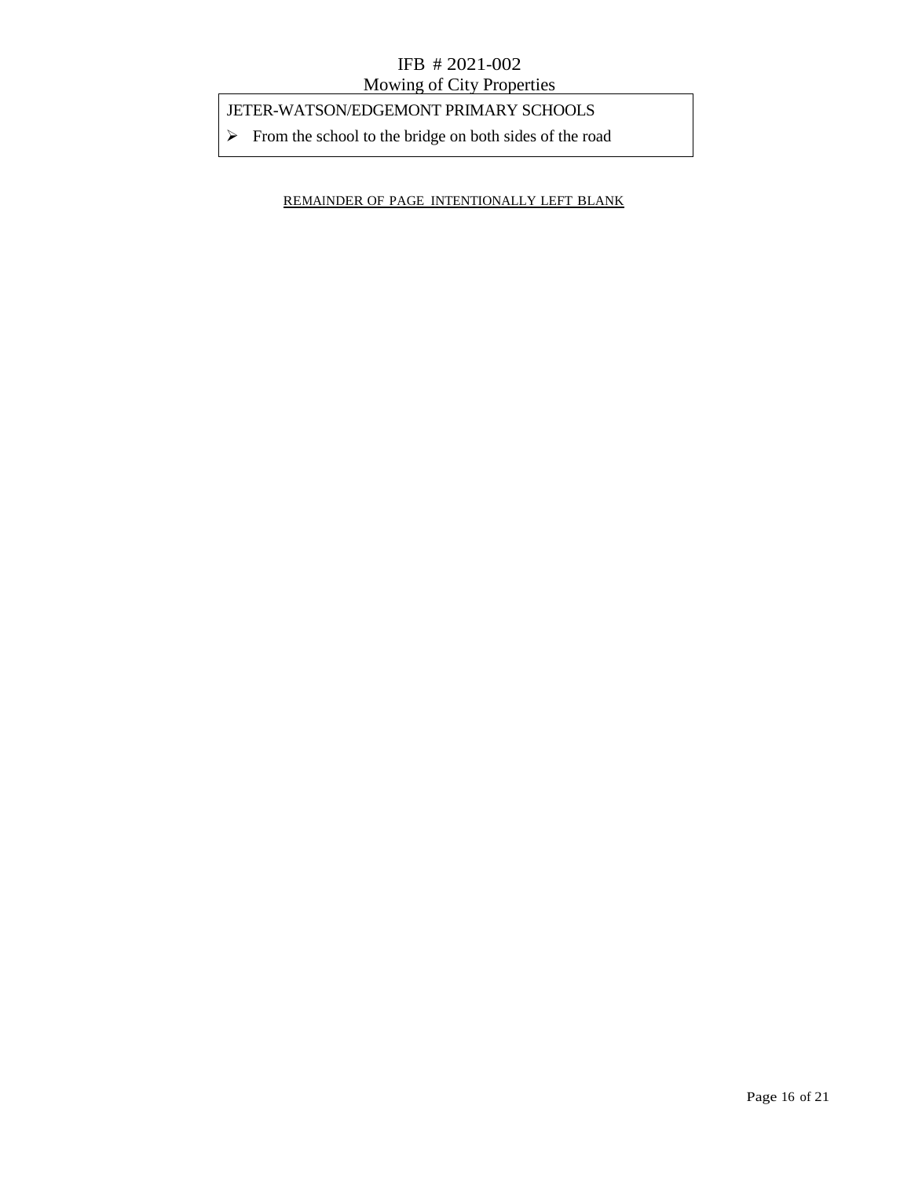JETER-WATSON/EDGEMONT PRIMARY SCHOOLS

- From the school to the bridge on both sides of the road

REMAINDER OF PAGE INTENTIONALLY LEFT BLANK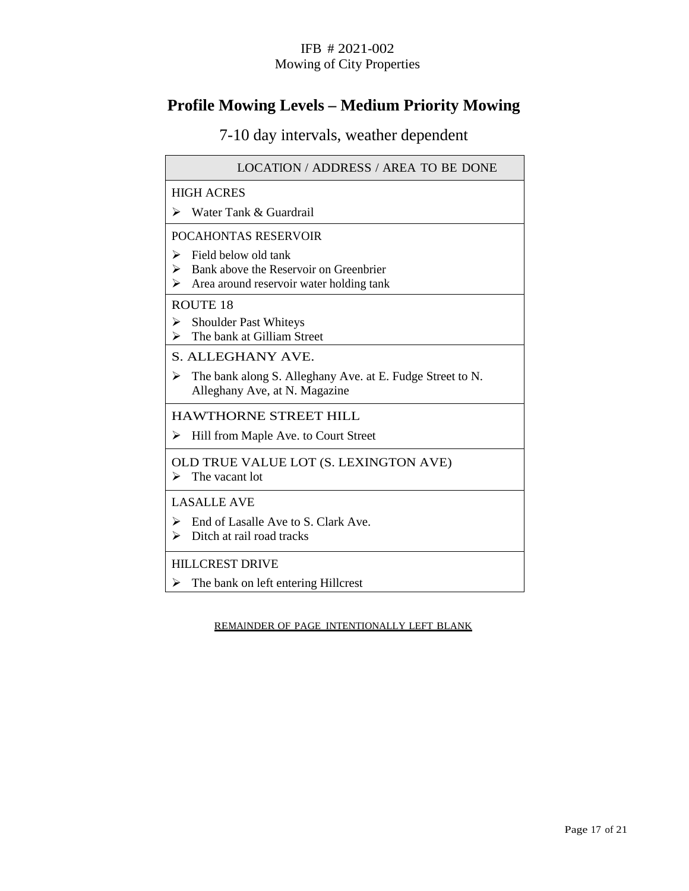IFB # 2021-002
Mowing of City Properties

# Profile Mowing Levels – Medium Priority Mowing

## 7-10 day intervals, weather dependent

| LOCATION / ADDRESS / AREA TO BE DONE |
|---|
| HIGH ACRES<br>➢ Water Tank & Guardrail |
| POCAHONTAS RESERVOIR<br>➢ Field below old tank<br>➢ Bank above the Reservoir on Greenbrier<br>➢ Area around reservoir water holding tank |
| ROUTE 18<br>➢ Shoulder Past Whiteys<br>➢ The bank at Gilliam Street |
| S. ALLEGHANY AVE.<br>➢ The bank along S. Alleghany Ave. at E. Fudge Street to N. Alleghany Ave, at N. Magazine |
| HAWTHORNE STREET HILL<br>➢ Hill from Maple Ave. to Court Street |
| OLD TRUE VALUE LOT (S. LEXINGTON AVE)<br>➢ The vacant lot |
| LASALLE AVE<br>➢ End of Lasalle Ave to S. Clark Ave.<br>➢ Ditch at rail road tracks |
| HILLCREST DRIVE<br>➢ The bank on left entering Hillcrest |

REMAINDER OF PAGE INTENTIONALLY LEFT BLANK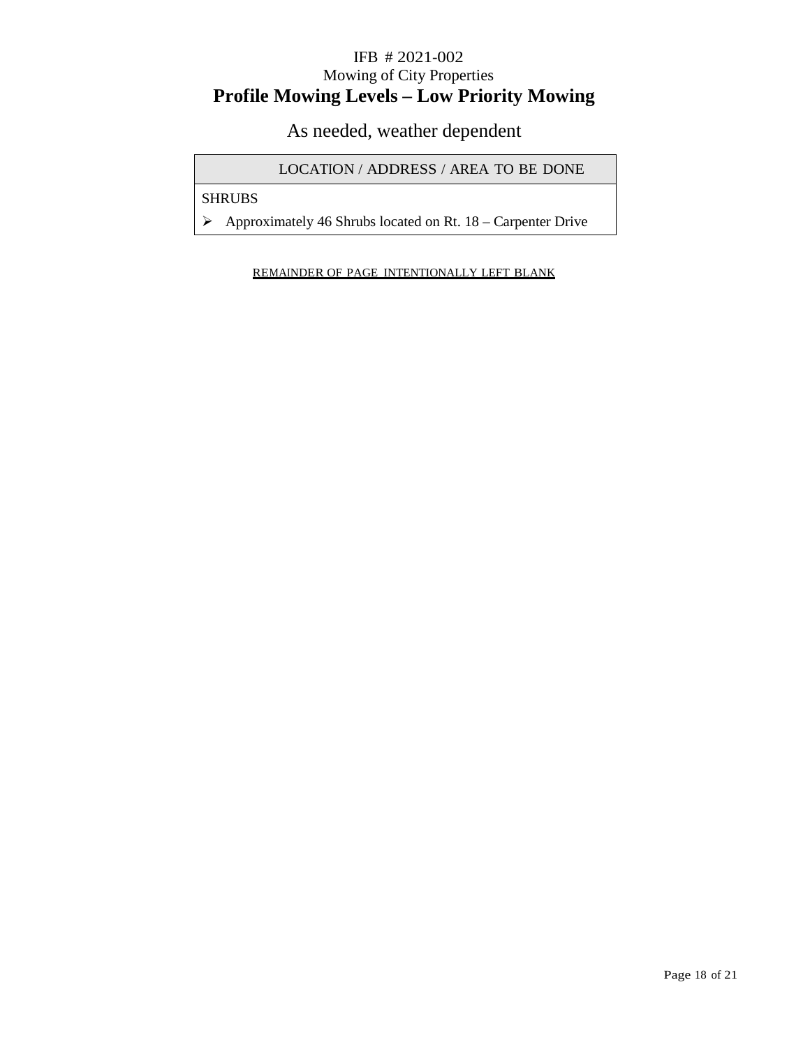IFB # 2021-002

Mowing of City Properties

# Profile Mowing Levels – Low Priority Mowing

As needed, weather dependent

| LOCATION / ADDRESS / AREA TO BE DONE |
| --- |
| SHRUBS |
| ➢ Approximately 46 Shrubs located on Rt. 18 – Carpenter Drive |

REMAINDER OF PAGE INTENTIONALLY LEFT BLANK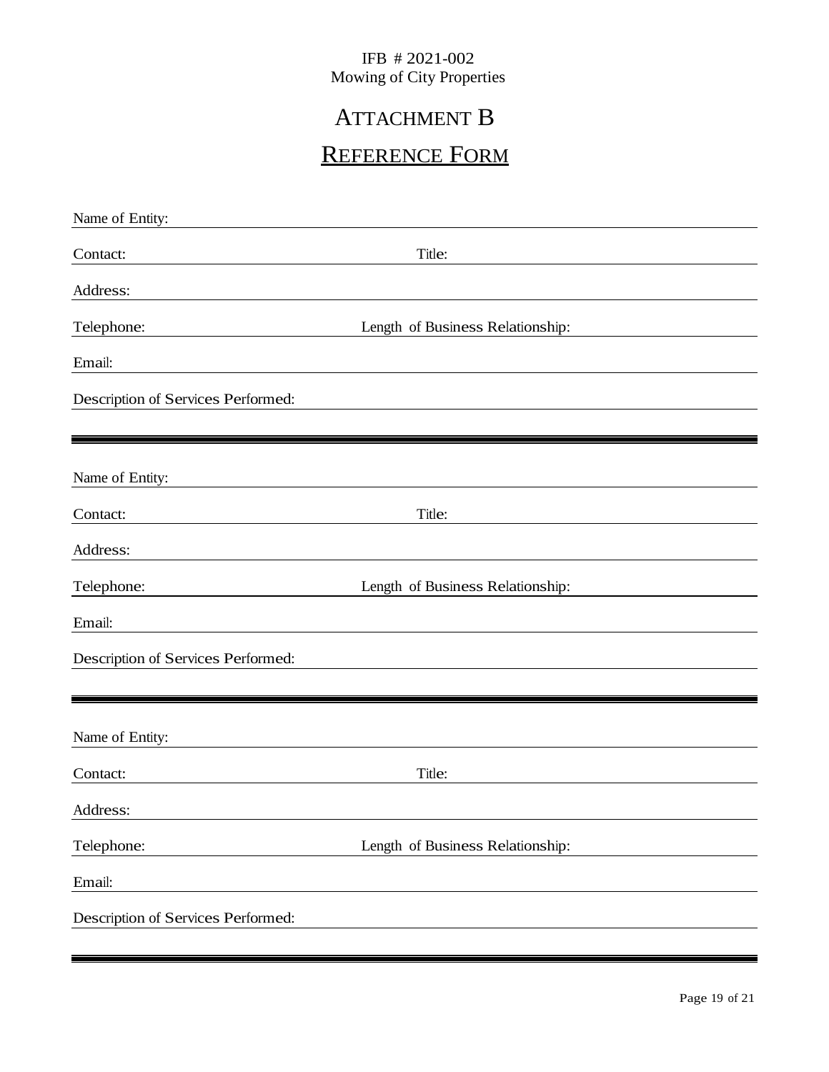IFB # 2021-002
Mowing of City Properties

# ATTACHMENT B

## REFERENCE FORM

Name of Entity: \_\_\_\_\_\_\_\_\_\_\_\_\_\_\_\_\_\_\_\_\_\_\_\_\_\_\_\_\_\_\_\_\_\_\_\_\_\_\_\_

Contact: \_\_\_\_\_\_\_\_\_\_\_\_\_\_\_\_\_\_\_\_ Title: \_\_\_\_\_\_\_\_\_\_\_\_\_\_\_\_\_\_\_\_

Address: \_\_\_\_\_\_\_\_\_\_\_\_\_\_\_\_\_\_\_\_\_\_\_\_\_\_\_\_\_\_\_\_\_\_\_\_\_\_\_\_

Telephone: \_\_\_\_\_\_\_\_\_\_\_\_\_\_\_\_\_\_\_\_ Length of Business Relationship: \_\_\_\_\_\_\_\_\_\_\_\_\_\_\_\_\_\_\_\_

Email: \_\_\_\_\_\_\_\_\_\_\_\_\_\_\_\_\_\_\_\_\_\_\_\_\_\_\_\_\_\_\_\_\_\_\_\_\_\_\_\_

Description of Services Performed: \_\_\_\_\_\_\_\_\_\_\_\_\_\_\_\_\_\_\_\_\_\_\_\_\_\_\_\_\_\_\_\_\_\_\_\_\_\_\_\_

---

Name of Entity: \_\_\_\_\_\_\_\_\_\_\_\_\_\_\_\_\_\_\_\_\_\_\_\_\_\_\_\_\_\_\_\_\_\_\_\_\_\_\_\_

Contact: \_\_\_\_\_\_\_\_\_\_\_\_\_\_\_\_\_\_\_\_ Title: \_\_\_\_\_\_\_\_\_\_\_\_\_\_\_\_\_\_\_\_

Address: \_\_\_\_\_\_\_\_\_\_\_\_\_\_\_\_\_\_\_\_\_\_\_\_\_\_\_\_\_\_\_\_\_\_\_\_\_\_\_\_

Telephone: \_\_\_\_\_\_\_\_\_\_\_\_\_\_\_\_\_\_\_\_ Length of Business Relationship: \_\_\_\_\_\_\_\_\_\_\_\_\_\_\_\_\_\_\_\_

Email: \_\_\_\_\_\_\_\_\_\_\_\_\_\_\_\_\_\_\_\_\_\_\_\_\_\_\_\_\_\_\_\_\_\_\_\_\_\_\_\_

Description of Services Performed: \_\_\_\_\_\_\_\_\_\_\_\_\_\_\_\_\_\_\_\_\_\_\_\_\_\_\_\_\_\_\_\_\_\_\_\_\_\_\_\_

---

Name of Entity: \_\_\_\_\_\_\_\_\_\_\_\_\_\_\_\_\_\_\_\_\_\_\_\_\_\_\_\_\_\_\_\_\_\_\_\_\_\_\_\_

Contact: \_\_\_\_\_\_\_\_\_\_\_\_\_\_\_\_\_\_\_\_ Title: \_\_\_\_\_\_\_\_\_\_\_\_\_\_\_\_\_\_\_\_

Address: \_\_\_\_\_\_\_\_\_\_\_\_\_\_\_\_\_\_\_\_\_\_\_\_\_\_\_\_\_\_\_\_\_\_\_\_\_\_\_\_

Telephone: \_\_\_\_\_\_\_\_\_\_\_\_\_\_\_\_\_\_\_\_ Length of Business Relationship: \_\_\_\_\_\_\_\_\_\_\_\_\_\_\_\_\_\_\_\_

Email: \_\_\_\_\_\_\_\_\_\_\_\_\_\_\_\_\_\_\_\_\_\_\_\_\_\_\_\_\_\_\_\_\_\_\_\_\_\_\_\_

Description of Services Performed: \_\_\_\_\_\_\_\_\_\_\_\_\_\_\_\_\_\_\_\_\_\_\_\_\_\_\_\_\_\_\_\_\_\_\_\_\_\_\_\_

---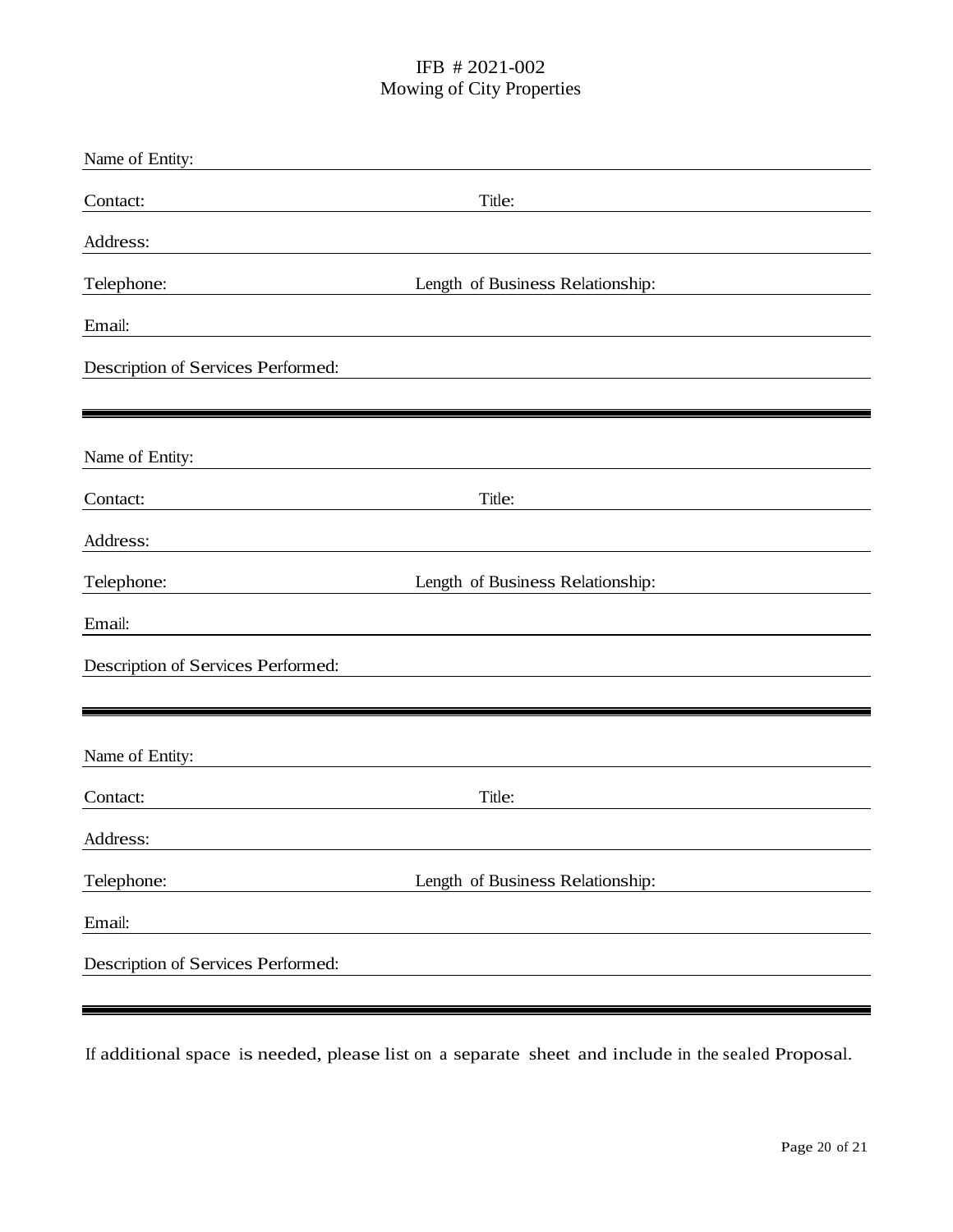IFB # 2021-002
Mowing of City Properties

Name of Entity: ____________________________________________

Contact: ______________________ Title: ______________________

Address: ____________________________________________

Telephone: ______________________ Length of Business Relationship: ______________________

Email: ____________________________________________

Description of Services Performed: ____________________________________________

---

Name of Entity: ____________________________________________

Contact: ______________________ Title: ______________________

Address: ____________________________________________

Telephone: ______________________ Length of Business Relationship: ______________________

Email: ____________________________________________

Description of Services Performed: ____________________________________________

---

Name of Entity: ____________________________________________

Contact: ______________________ Title: ______________________

Address: ____________________________________________

Telephone: ______________________ Length of Business Relationship: ______________________

Email: ____________________________________________

Description of Services Performed: ____________________________________________

---

If additional space is needed, please list on a separate sheet and include in the sealed Proposal.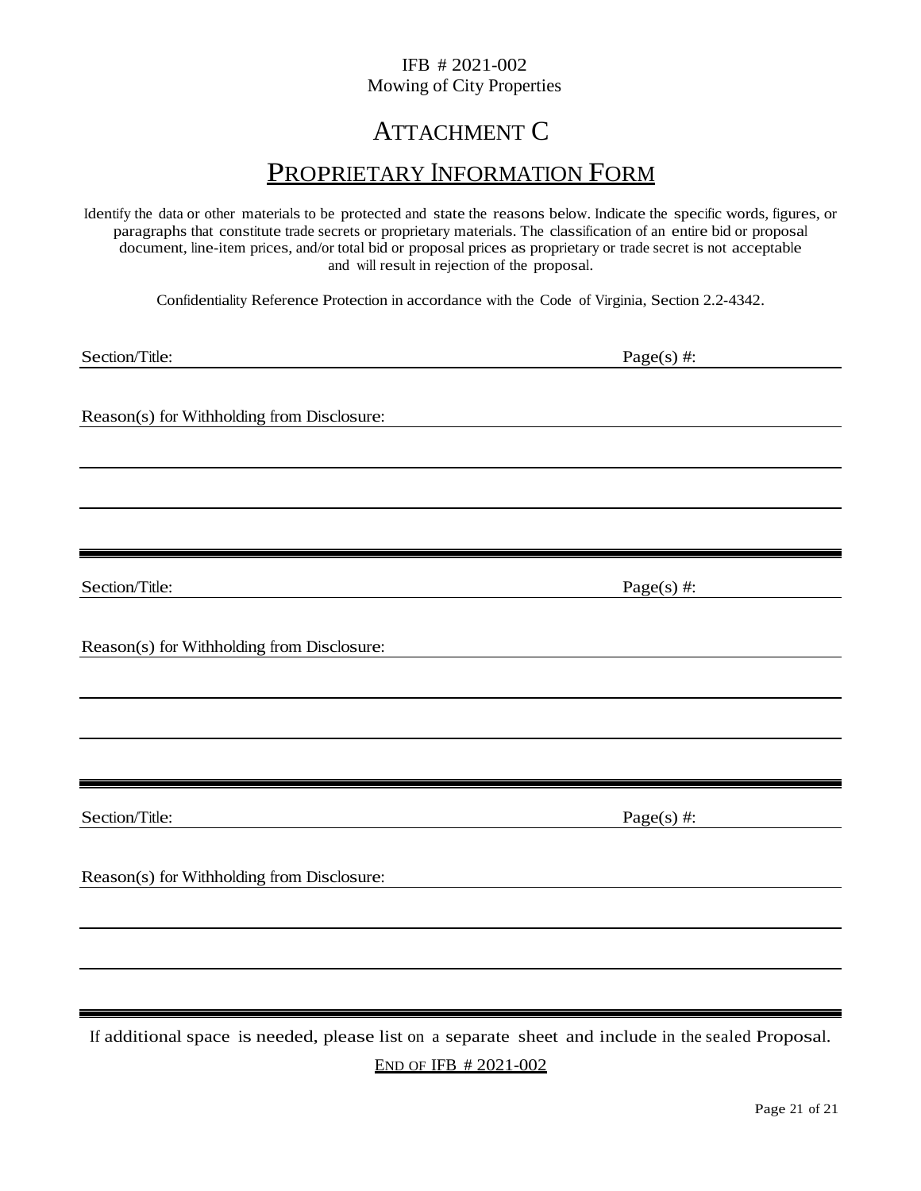IFB # 2021-002
Mowing of City Properties

# ATTACHMENT C

## PROPRIETARY INFORMATION FORM

Identify the data or other materials to be protected and state the reasons below. Indicate the specific words, figures, or paragraphs that constitute trade secrets or proprietary materials. The classification of an entire bid or proposal document, line-item prices, and/or total bid or proposal prices as proprietary or trade secret is not acceptable and will result in rejection of the proposal.

Confidentiality Reference Protection in accordance with the Code of Virginia, Section 2.2-4342.

Section/Title: ______________________________ Page(s) #: ____________

Reason(s) for Withholding from Disclosure: ______________________________

______________________________________________________________

______________________________________________________________

---

Section/Title: ______________________________ Page(s) #: ____________

Reason(s) for Withholding from Disclosure: ______________________________

______________________________________________________________

______________________________________________________________

---

Section/Title: ______________________________ Page(s) #: ____________

Reason(s) for Withholding from Disclosure: ______________________________

______________________________________________________________

______________________________________________________________

---

If additional space is needed, please list on a separate sheet and include in the sealed Proposal.

END OF IFB # 2021-002